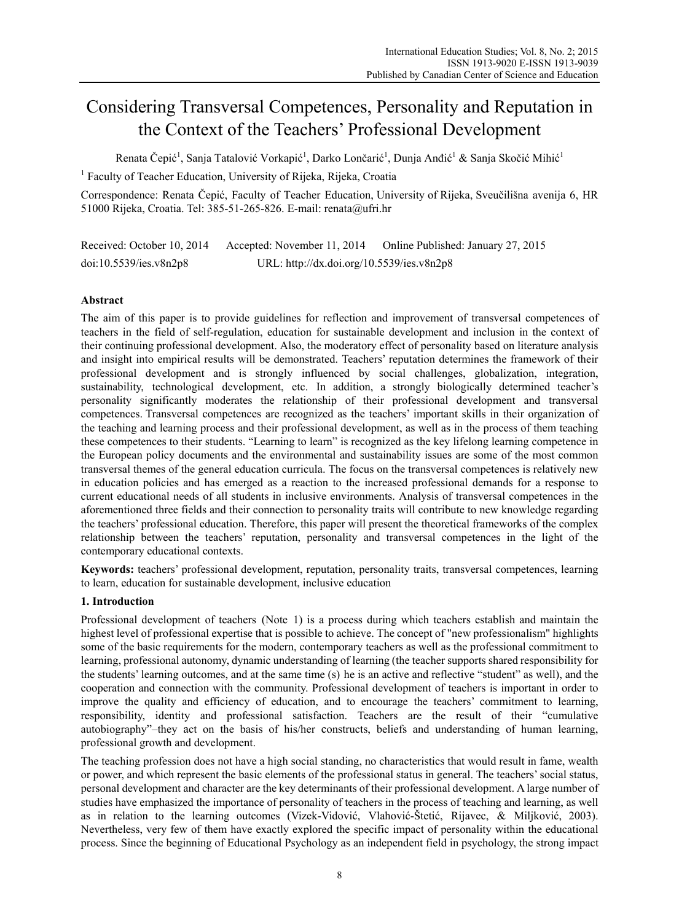# Considering Transversal Competences, Personality and Reputation in the Context of the Teachers' Professional Development

Renata Čepić[1], Sanja Tatalović Vorkapić[1], Darko Lončarić[1], Dunja Anđić[1] & Sanja Skočić Mihić[1]

[1] Faculty of Teacher Education, University of Rijeka, Rijeka, Croatia

Correspondence: Renata Čepić, Faculty of Teacher Education, University of Rijeka, Sveučilišna avenija 6, HR 51000 Rijeka, Croatia. Tel: 385-51-265-826. E-mail: renata@ufri.hr

Received: October 10, 2014 Accepted: November 11, 2014 Online Published: January 27, 2015

doi:10.5539/ies.v8n2p8 URL: http://dx.doi.org/10.5539/ies.v8n2p8

## Abstract

The aim of this paper is to provide guidelines for reflection and improvement of transversal competences of teachers in the field of self-regulation, education for sustainable development and inclusion in the context of their continuing professional development. Also, the moderatory effect of personality based on literature analysis and insight into empirical results will be demonstrated. Teachers' reputation determines the framework of their professional development and is strongly influenced by social challenges, globalization, integration, sustainability, technological development, etc. In addition, a strongly biologically determined teacher's personality significantly moderates the relationship of their professional development and transversal competences. Transversal competences are recognized as the teachers' important skills in their organization of the teaching and learning process and their professional development, as well as in the process of them teaching these competences to their students. "Learning to learn" is recognized as the key lifelong learning competence in the European policy documents and the environmental and sustainability issues are some of the most common transversal themes of the general education curricula. The focus on the transversal competences is relatively new in education policies and has emerged as a reaction to the increased professional demands for a response to current educational needs of all students in inclusive environments. Analysis of transversal competences in the aforementioned three fields and their connection to personality traits will contribute to new knowledge regarding the teachers' professional education. Therefore, this paper will present the theoretical frameworks of the complex relationship between the teachers' reputation, personality and transversal competences in the light of the contemporary educational contexts.

**Keywords:** teachers' professional development, reputation, personality traits, transversal competences, learning to learn, education for sustainable development, inclusive education

## 1. Introduction

Professional development of teachers (Note 1) is a process during which teachers establish and maintain the highest level of professional expertise that is possible to achieve. The concept of "new professionalism" highlights some of the basic requirements for the modern, contemporary teachers as well as the professional commitment to learning, professional autonomy, dynamic understanding of learning (the teacher supports shared responsibility for the students' learning outcomes, and at the same time (s) he is an active and reflective "student" as well), and the cooperation and connection with the community. Professional development of teachers is important in order to improve the quality and efficiency of education, and to encourage the teachers' commitment to learning, responsibility, identity and professional satisfaction. Teachers are the result of their "cumulative autobiography"–they act on the basis of his/her constructs, beliefs and understanding of human learning, professional growth and development.

The teaching profession does not have a high social standing, no characteristics that would result in fame, wealth or power, and which represent the basic elements of the professional status in general. The teachers' social status, personal development and character are the key determinants of their professional development. A large number of studies have emphasized the importance of personality of teachers in the process of teaching and learning, as well as in relation to the learning outcomes (Vizek-Vidović, Vlahović-Štetić, Rijavec, & Miljković, 2003). Nevertheless, very few of them have exactly explored the specific impact of personality within the educational process. Since the beginning of Educational Psychology as an independent field in psychology, the strong impact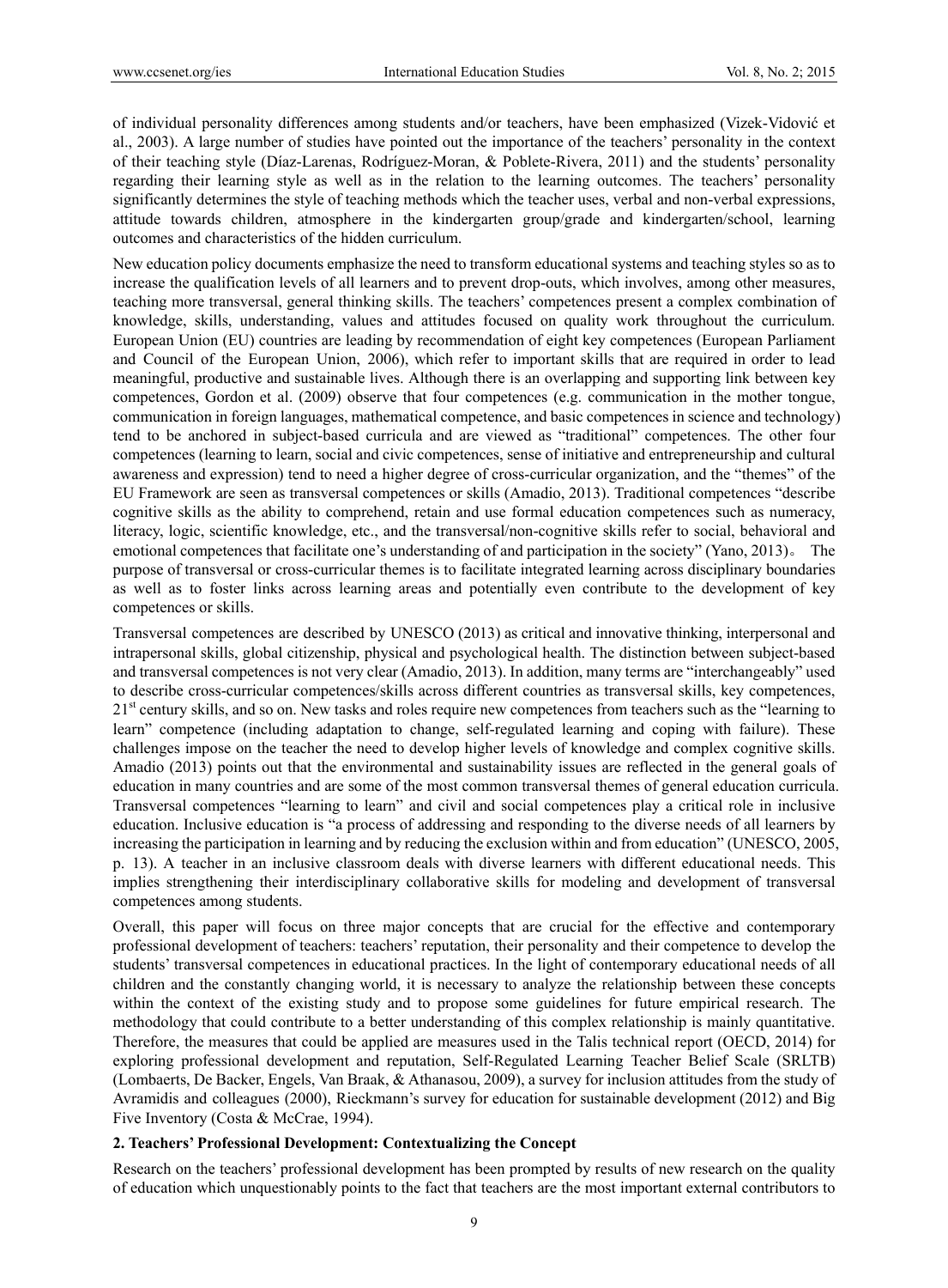of individual personality differences among students and/or teachers, have been emphasized (Vizek-Vidović et al., 2003). A large number of studies have pointed out the importance of the teachers' personality in the context of their teaching style (Díaz-Larenas, Rodríguez-Moran, & Poblete-Rivera, 2011) and the students' personality regarding their learning style as well as in the relation to the learning outcomes. The teachers' personality significantly determines the style of teaching methods which the teacher uses, verbal and non-verbal expressions, attitude towards children, atmosphere in the kindergarten group/grade and kindergarten/school, learning outcomes and characteristics of the hidden curriculum.

New education policy documents emphasize the need to transform educational systems and teaching styles so as to increase the qualification levels of all learners and to prevent drop-outs, which involves, among other measures, teaching more transversal, general thinking skills. The teachers' competences present a complex combination of knowledge, skills, understanding, values and attitudes focused on quality work throughout the curriculum. European Union (EU) countries are leading by recommendation of eight key competences (European Parliament and Council of the European Union, 2006), which refer to important skills that are required in order to lead meaningful, productive and sustainable lives. Although there is an overlapping and supporting link between key competences, Gordon et al. (2009) observe that four competences (e.g. communication in the mother tongue, communication in foreign languages, mathematical competence, and basic competences in science and technology) tend to be anchored in subject-based curricula and are viewed as "traditional" competences. The other four competences (learning to learn, social and civic competences, sense of initiative and entrepreneurship and cultural awareness and expression) tend to need a higher degree of cross-curricular organization, and the "themes" of the EU Framework are seen as transversal competences or skills (Amadio, 2013). Traditional competences "describe cognitive skills as the ability to comprehend, retain and use formal education competences such as numeracy, literacy, logic, scientific knowledge, etc., and the transversal/non-cognitive skills refer to social, behavioral and emotional competences that facilitate one's understanding of and participation in the society" (Yano, 2013)。 The purpose of transversal or cross-curricular themes is to facilitate integrated learning across disciplinary boundaries as well as to foster links across learning areas and potentially even contribute to the development of key competences or skills.

Transversal competences are described by UNESCO (2013) as critical and innovative thinking, interpersonal and intrapersonal skills, global citizenship, physical and psychological health. The distinction between subject-based and transversal competences is not very clear (Amadio, 2013). In addition, many terms are "interchangeably" used to describe cross-curricular competences/skills across different countries as transversal skills, key competences, 21st century skills, and so on. New tasks and roles require new competences from teachers such as the "learning to learn" competence (including adaptation to change, self-regulated learning and coping with failure). These challenges impose on the teacher the need to develop higher levels of knowledge and complex cognitive skills. Amadio (2013) points out that the environmental and sustainability issues are reflected in the general goals of education in many countries and are some of the most common transversal themes of general education curricula. Transversal competences "learning to learn" and civil and social competences play a critical role in inclusive education. Inclusive education is "a process of addressing and responding to the diverse needs of all learners by increasing the participation in learning and by reducing the exclusion within and from education" (UNESCO, 2005, p. 13). A teacher in an inclusive classroom deals with diverse learners with different educational needs. This implies strengthening their interdisciplinary collaborative skills for modeling and development of transversal competences among students.

Overall, this paper will focus on three major concepts that are crucial for the effective and contemporary professional development of teachers: teachers' reputation, their personality and their competence to develop the students' transversal competences in educational practices. In the light of contemporary educational needs of all children and the constantly changing world, it is necessary to analyze the relationship between these concepts within the context of the existing study and to propose some guidelines for future empirical research. The methodology that could contribute to a better understanding of this complex relationship is mainly quantitative. Therefore, the measures that could be applied are measures used in the Talis technical report (OECD, 2014) for exploring professional development and reputation, Self-Regulated Learning Teacher Belief Scale (SRLTB) (Lombaerts, De Backer, Engels, Van Braak, & Athanasou, 2009), a survey for inclusion attitudes from the study of Avramidis and colleagues (2000), Rieckmann's survey for education for sustainable development (2012) and Big Five Inventory (Costa & McCrae, 1994).

## 2. Teachers' Professional Development: Contextualizing the Concept

Research on the teachers' professional development has been prompted by results of new research on the quality of education which unquestionably points to the fact that teachers are the most important external contributors to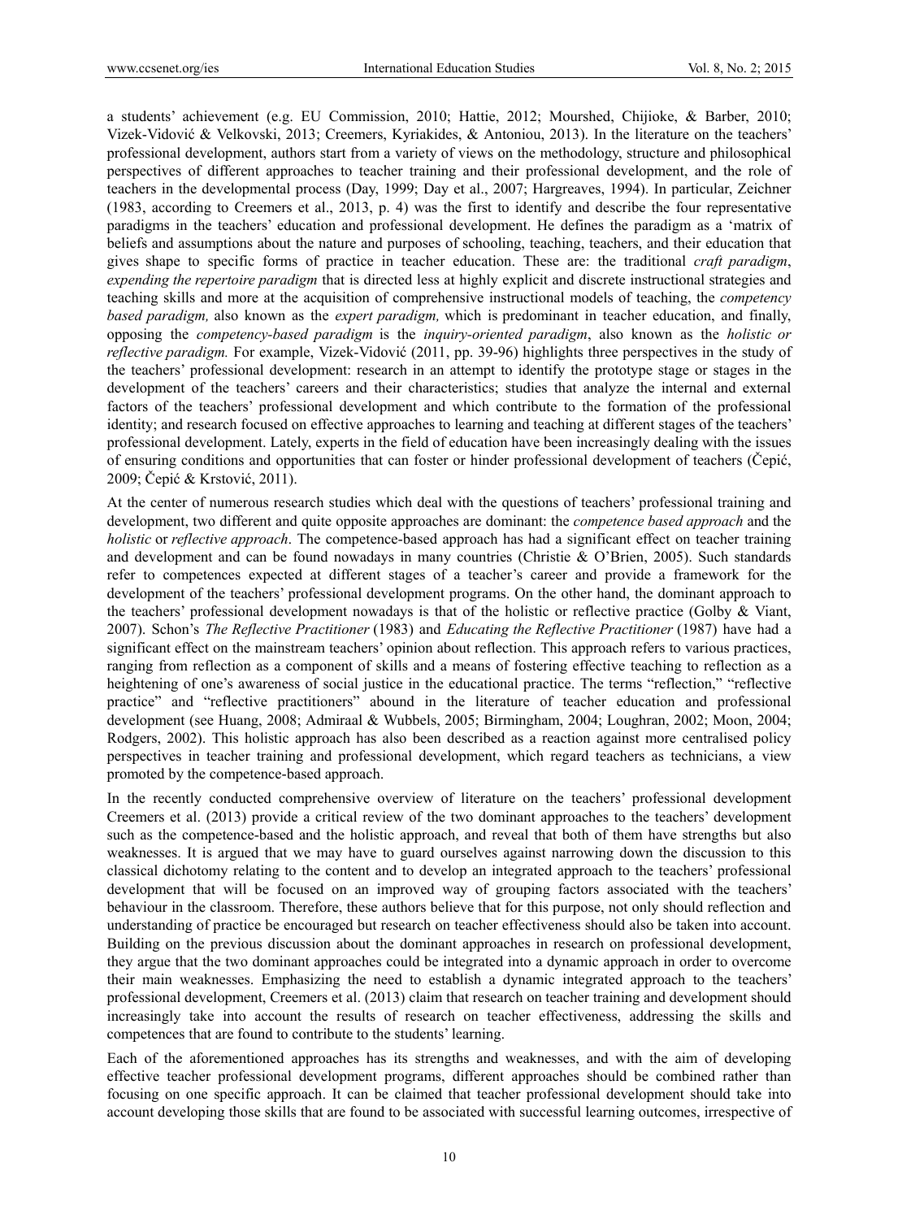a students' achievement (e.g. EU Commission, 2010; Hattie, 2012; Mourshed, Chijioke, & Barber, 2010; Vizek-Vidović & Velkovski, 2013; Creemers, Kyriakides, & Antoniou, 2013). In the literature on the teachers' professional development, authors start from a variety of views on the methodology, structure and philosophical perspectives of different approaches to teacher training and their professional development, and the role of teachers in the developmental process (Day, 1999; Day et al., 2007; Hargreaves, 1994). In particular, Zeichner (1983, according to Creemers et al., 2013, p. 4) was the first to identify and describe the four representative paradigms in the teachers' education and professional development. He defines the paradigm as a 'matrix of beliefs and assumptions about the nature and purposes of schooling, teaching, teachers, and their education that gives shape to specific forms of practice in teacher education. These are: the traditional *craft paradigm*, *expending the repertoire paradigm* that is directed less at highly explicit and discrete instructional strategies and teaching skills and more at the acquisition of comprehensive instructional models of teaching, the *competency based paradigm,* also known as the *expert paradigm,* which is predominant in teacher education, and finally, opposing the *competency-based paradigm* is the *inquiry-oriented paradigm*, also known as the *holistic or reflective paradigm.* For example, Vizek-Vidović (2011, pp. 39-96) highlights three perspectives in the study of the teachers' professional development: research in an attempt to identify the prototype stage or stages in the development of the teachers' careers and their characteristics; studies that analyze the internal and external factors of the teachers' professional development and which contribute to the formation of the professional identity; and research focused on effective approaches to learning and teaching at different stages of the teachers' professional development. Lately, experts in the field of education have been increasingly dealing with the issues of ensuring conditions and opportunities that can foster or hinder professional development of teachers (Čepić, 2009; Čepić & Krstović, 2011).

At the center of numerous research studies which deal with the questions of teachers' professional training and development, two different and quite opposite approaches are dominant: the *competence based approach* and the *holistic* or *reflective approach*. The competence-based approach has had a significant effect on teacher training and development and can be found nowadays in many countries (Christie & O'Brien, 2005). Such standards refer to competences expected at different stages of a teacher's career and provide a framework for the development of the teachers' professional development programs. On the other hand, the dominant approach to the teachers' professional development nowadays is that of the holistic or reflective practice (Golby & Viant, 2007). Schon's *The Reflective Practitioner* (1983) and *Educating the Reflective Practitioner* (1987) have had a significant effect on the mainstream teachers' opinion about reflection. This approach refers to various practices, ranging from reflection as a component of skills and a means of fostering effective teaching to reflection as a heightening of one's awareness of social justice in the educational practice. The terms "reflection," "reflective practice" and "reflective practitioners" abound in the literature of teacher education and professional development (see Huang, 2008; Admiraal & Wubbels, 2005; Birmingham, 2004; Loughran, 2002; Moon, 2004; Rodgers, 2002). This holistic approach has also been described as a reaction against more centralised policy perspectives in teacher training and professional development, which regard teachers as technicians, a view promoted by the competence-based approach.

In the recently conducted comprehensive overview of literature on the teachers' professional development Creemers et al. (2013) provide a critical review of the two dominant approaches to the teachers' development such as the competence-based and the holistic approach, and reveal that both of them have strengths but also weaknesses. It is argued that we may have to guard ourselves against narrowing down the discussion to this classical dichotomy relating to the content and to develop an integrated approach to the teachers' professional development that will be focused on an improved way of grouping factors associated with the teachers' behaviour in the classroom. Therefore, these authors believe that for this purpose, not only should reflection and understanding of practice be encouraged but research on teacher effectiveness should also be taken into account. Building on the previous discussion about the dominant approaches in research on professional development, they argue that the two dominant approaches could be integrated into a dynamic approach in order to overcome their main weaknesses. Emphasizing the need to establish a dynamic integrated approach to the teachers' professional development, Creemers et al. (2013) claim that research on teacher training and development should increasingly take into account the results of research on teacher effectiveness, addressing the skills and competences that are found to contribute to the students' learning.

Each of the aforementioned approaches has its strengths and weaknesses, and with the aim of developing effective teacher professional development programs, different approaches should be combined rather than focusing on one specific approach. It can be claimed that teacher professional development should take into account developing those skills that are found to be associated with successful learning outcomes, irrespective of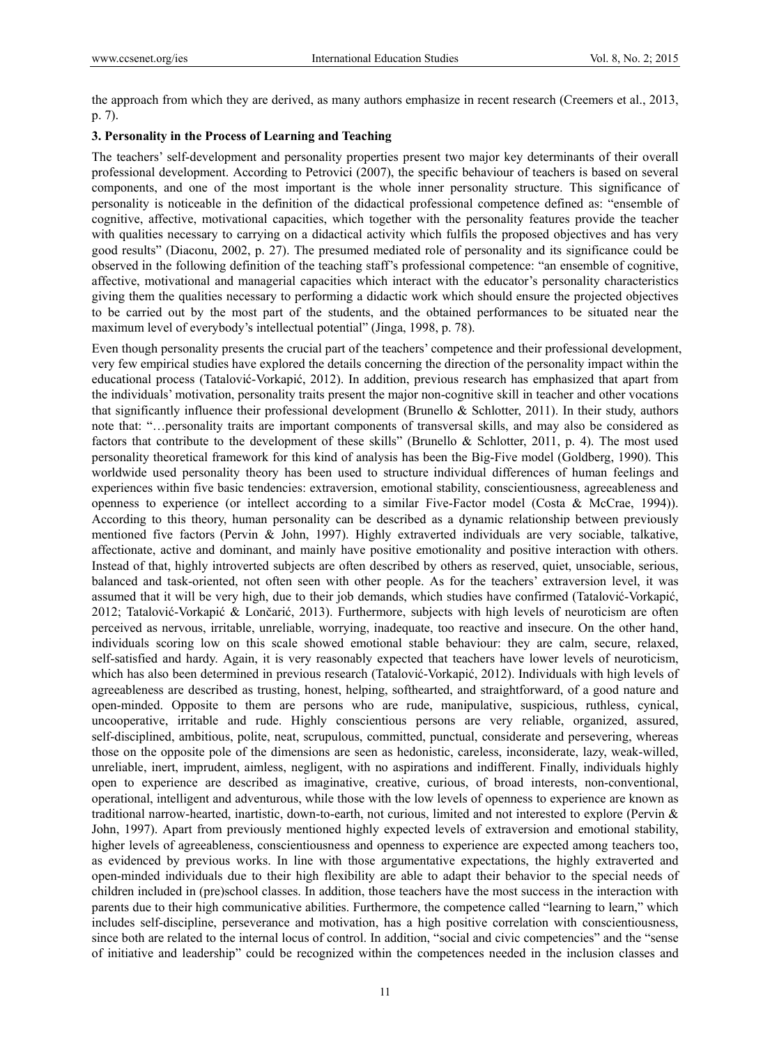the approach from which they are derived, as many authors emphasize in recent research (Creemers et al., 2013, p. 7).

### 3. Personality in the Process of Learning and Teaching

The teachers' self-development and personality properties present two major key determinants of their overall professional development. According to Petrovici (2007), the specific behaviour of teachers is based on several components, and one of the most important is the whole inner personality structure. This significance of personality is noticeable in the definition of the didactical professional competence defined as: "ensemble of cognitive, affective, motivational capacities, which together with the personality features provide the teacher with qualities necessary to carrying on a didactical activity which fulfils the proposed objectives and has very good results" (Diaconu, 2002, p. 27). The presumed mediated role of personality and its significance could be observed in the following definition of the teaching staff's professional competence: "an ensemble of cognitive, affective, motivational and managerial capacities which interact with the educator's personality characteristics giving them the qualities necessary to performing a didactic work which should ensure the projected objectives to be carried out by the most part of the students, and the obtained performances to be situated near the maximum level of everybody's intellectual potential" (Jinga, 1998, p. 78).

Even though personality presents the crucial part of the teachers' competence and their professional development, very few empirical studies have explored the details concerning the direction of the personality impact within the educational process (Tatalović-Vorkapić, 2012). In addition, previous research has emphasized that apart from the individuals' motivation, personality traits present the major non-cognitive skill in teacher and other vocations that significantly influence their professional development (Brunello & Schlotter, 2011). In their study, authors note that: "…personality traits are important components of transversal skills, and may also be considered as factors that contribute to the development of these skills" (Brunello & Schlotter, 2011, p. 4). The most used personality theoretical framework for this kind of analysis has been the Big-Five model (Goldberg, 1990). This worldwide used personality theory has been used to structure individual differences of human feelings and experiences within five basic tendencies: extraversion, emotional stability, conscientiousness, agreeableness and openness to experience (or intellect according to a similar Five-Factor model (Costa & McCrae, 1994)). According to this theory, human personality can be described as a dynamic relationship between previously mentioned five factors (Pervin & John, 1997). Highly extraverted individuals are very sociable, talkative, affectionate, active and dominant, and mainly have positive emotionality and positive interaction with others. Instead of that, highly introverted subjects are often described by others as reserved, quiet, unsociable, serious, balanced and task-oriented, not often seen with other people. As for the teachers' extraversion level, it was assumed that it will be very high, due to their job demands, which studies have confirmed (Tatalović-Vorkapić, 2012; Tatalović-Vorkapić & Lončarić, 2013). Furthermore, subjects with high levels of neuroticism are often perceived as nervous, irritable, unreliable, worrying, inadequate, too reactive and insecure. On the other hand, individuals scoring low on this scale showed emotional stable behaviour: they are calm, secure, relaxed, self-satisfied and hardy. Again, it is very reasonably expected that teachers have lower levels of neuroticism, which has also been determined in previous research (Tatalović-Vorkapić, 2012). Individuals with high levels of agreeableness are described as trusting, honest, helping, softhearted, and straightforward, of a good nature and open-minded. Opposite to them are persons who are rude, manipulative, suspicious, ruthless, cynical, uncooperative, irritable and rude. Highly conscientious persons are very reliable, organized, assured, self-disciplined, ambitious, polite, neat, scrupulous, committed, punctual, considerate and persevering, whereas those on the opposite pole of the dimensions are seen as hedonistic, careless, inconsiderate, lazy, weak-willed, unreliable, inert, imprudent, aimless, negligent, with no aspirations and indifferent. Finally, individuals highly open to experience are described as imaginative, creative, curious, of broad interests, non-conventional, operational, intelligent and adventurous, while those with the low levels of openness to experience are known as traditional narrow-hearted, inartistic, down-to-earth, not curious, limited and not interested to explore (Pervin & John, 1997). Apart from previously mentioned highly expected levels of extraversion and emotional stability, higher levels of agreeableness, conscientiousness and openness to experience are expected among teachers too, as evidenced by previous works. In line with those argumentative expectations, the highly extraverted and open-minded individuals due to their high flexibility are able to adapt their behavior to the special needs of children included in (pre)school classes. In addition, those teachers have the most success in the interaction with parents due to their high communicative abilities. Furthermore, the competence called "learning to learn," which includes self-discipline, perseverance and motivation, has a high positive correlation with conscientiousness, since both are related to the internal locus of control. In addition, "social and civic competencies" and the "sense of initiative and leadership" could be recognized within the competences needed in the inclusion classes and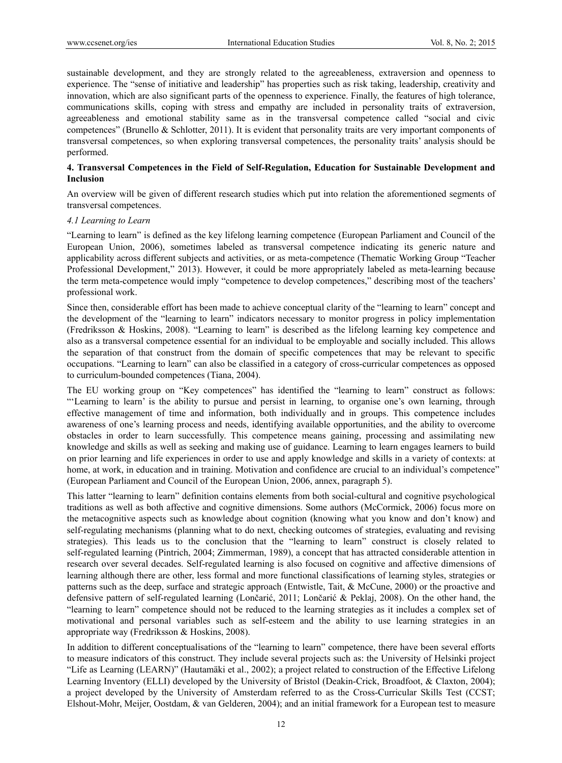sustainable development, and they are strongly related to the agreeableness, extraversion and openness to experience. The "sense of initiative and leadership" has properties such as risk taking, leadership, creativity and innovation, which are also significant parts of the openness to experience. Finally, the features of high tolerance, communications skills, coping with stress and empathy are included in personality traits of extraversion, agreeableness and emotional stability same as in the transversal competence called "social and civic competences" (Brunello & Schlotter, 2011). It is evident that personality traits are very important components of transversal competences, so when exploring transversal competences, the personality traits' analysis should be performed.

## 4. Transversal Competences in the Field of Self-Regulation, Education for Sustainable Development and Inclusion

An overview will be given of different research studies which put into relation the aforementioned segments of transversal competences.

### *4.1 Learning to Learn*

"Learning to learn" is defined as the key lifelong learning competence (European Parliament and Council of the European Union, 2006), sometimes labeled as transversal competence indicating its generic nature and applicability across different subjects and activities, or as meta-competence (Thematic Working Group "Teacher Professional Development," 2013). However, it could be more appropriately labeled as meta-learning because the term meta-competence would imply "competence to develop competences," describing most of the teachers' professional work.

Since then, considerable effort has been made to achieve conceptual clarity of the "learning to learn" concept and the development of the "learning to learn" indicators necessary to monitor progress in policy implementation (Fredriksson & Hoskins, 2008). "Learning to learn" is described as the lifelong learning key competence and also as a transversal competence essential for an individual to be employable and socially included. This allows the separation of that construct from the domain of specific competences that may be relevant to specific occupations. "Learning to learn" can also be classified in a category of cross-curricular competences as opposed to curriculum-bounded competences (Tiana, 2004).

The EU working group on "Key competences" has identified the "learning to learn" construct as follows: "'Learning to learn' is the ability to pursue and persist in learning, to organise one's own learning, through effective management of time and information, both individually and in groups. This competence includes awareness of one's learning process and needs, identifying available opportunities, and the ability to overcome obstacles in order to learn successfully. This competence means gaining, processing and assimilating new knowledge and skills as well as seeking and making use of guidance. Learning to learn engages learners to build on prior learning and life experiences in order to use and apply knowledge and skills in a variety of contexts: at home, at work, in education and in training. Motivation and confidence are crucial to an individual's competence" (European Parliament and Council of the European Union, 2006, annex, paragraph 5).

This latter "learning to learn" definition contains elements from both social-cultural and cognitive psychological traditions as well as both affective and cognitive dimensions. Some authors (McCormick, 2006) focus more on the metacognitive aspects such as knowledge about cognition (knowing what you know and don't know) and self-regulating mechanisms (planning what to do next, checking outcomes of strategies, evaluating and revising strategies). This leads us to the conclusion that the "learning to learn" construct is closely related to self-regulated learning (Pintrich, 2004; Zimmerman, 1989), a concept that has attracted considerable attention in research over several decades. Self-regulated learning is also focused on cognitive and affective dimensions of learning although there are other, less formal and more functional classifications of learning styles, strategies or patterns such as the deep, surface and strategic approach (Entwistle, Tait, & McCune, 2000) or the proactive and defensive pattern of self-regulated learning (Lončarić, 2011; Lončarić & Peklaj, 2008). On the other hand, the "learning to learn" competence should not be reduced to the learning strategies as it includes a complex set of motivational and personal variables such as self-esteem and the ability to use learning strategies in an appropriate way (Fredriksson & Hoskins, 2008).

In addition to different conceptualisations of the "learning to learn" competence, there have been several efforts to measure indicators of this construct. They include several projects such as: the University of Helsinki project "Life as Learning (LEARN)" (Hautamäki et al., 2002); a project related to construction of the Effective Lifelong Learning Inventory (ELLI) developed by the University of Bristol (Deakin-Crick, Broadfoot, & Claxton, 2004); a project developed by the University of Amsterdam referred to as the Cross-Curricular Skills Test (CCST; Elshout-Mohr, Meijer, Oostdam, & van Gelderen, 2004); and an initial framework for a European test to measure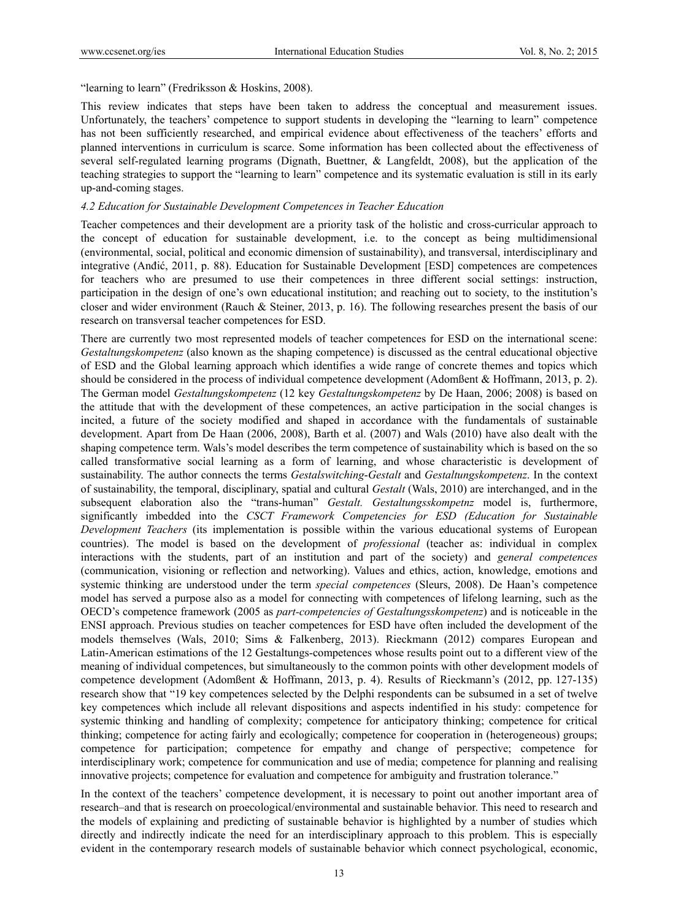"learning to learn" (Fredriksson & Hoskins, 2008).

This review indicates that steps have been taken to address the conceptual and measurement issues. Unfortunately, the teachers' competence to support students in developing the "learning to learn" competence has not been sufficiently researched, and empirical evidence about effectiveness of the teachers' efforts and planned interventions in curriculum is scarce. Some information has been collected about the effectiveness of several self-regulated learning programs (Dignath, Buettner, & Langfeldt, 2008), but the application of the teaching strategies to support the "learning to learn" competence and its systematic evaluation is still in its early up-and-coming stages.

### *4.2 Education for Sustainable Development Competences in Teacher Education*

Teacher competences and their development are a priority task of the holistic and cross-curricular approach to the concept of education for sustainable development, i.e. to the concept as being multidimensional (environmental, social, political and economic dimension of sustainability), and transversal, interdisciplinary and integrative (Anđić, 2011, p. 88). Education for Sustainable Development [ESD] competences are competences for teachers who are presumed to use their competences in three different social settings: instruction, participation in the design of one's own educational institution; and reaching out to society, to the institution's closer and wider environment (Rauch & Steiner, 2013, p. 16). The following researches present the basis of our research on transversal teacher competences for ESD.

There are currently two most represented models of teacher competences for ESD on the international scene: *Gestaltungskompetenz* (also known as the shaping competence) is discussed as the central educational objective of ESD and the Global learning approach which identifies a wide range of concrete themes and topics which should be considered in the process of individual competence development (Adomßent & Hoffmann, 2013, p. 2). The German model *Gestaltungskompetenz* (12 key *Gestaltungskompetenz* by De Haan, 2006; 2008) is based on the attitude that with the development of these competences, an active participation in the social changes is incited, a future of the society modified and shaped in accordance with the fundamentals of sustainable development. Apart from De Haan (2006, 2008), Barth et al. (2007) and Wals (2010) have also dealt with the shaping competence term. Wals's model describes the term competence of sustainability which is based on the so called transformative social learning as a form of learning, and whose characteristic is development of sustainability. The author connects the terms *Gestalswitching-Gestalt* and *Gestaltungskompetenz*. In the context of sustainability, the temporal, disciplinary, spatial and cultural *Gestalt* (Wals, 2010) are interchanged, and in the subsequent elaboration also the "trans-human" *Gestalt. Gestaltungsskompetnz* model is, furthermore, significantly imbedded into the *CSCT Framework Competencies for ESD (Education for Sustainable Development Teachers* (its implementation is possible within the various educational systems of European countries). The model is based on the development of *professional* (teacher as: individual in complex interactions with the students, part of an institution and part of the society) and *general competences* (communication, visioning or reflection and networking). Values and ethics, action, knowledge, emotions and systemic thinking are understood under the term *special competences* (Sleurs, 2008). De Haan's competence model has served a purpose also as a model for connecting with competences of lifelong learning, such as the OECD's competence framework (2005 as *part-competencies of Gestaltungsskompetenz*) and is noticeable in the ENSI approach. Previous studies on teacher competences for ESD have often included the development of the models themselves (Wals, 2010; Sims & Falkenberg, 2013). Rieckmann (2012) compares European and Latin-American estimations of the 12 Gestaltungs-competences whose results point out to a different view of the meaning of individual competences, but simultaneously to the common points with other development models of competence development (Adomßent & Hoffmann, 2013, p. 4). Results of Rieckmann's (2012, pp. 127-135) research show that "19 key competences selected by the Delphi respondents can be subsumed in a set of twelve key competences which include all relevant dispositions and aspects indentified in his study: competence for systemic thinking and handling of complexity; competence for anticipatory thinking; competence for critical thinking; competence for acting fairly and ecologically; competence for cooperation in (heterogeneous) groups; competence for participation; competence for empathy and change of perspective; competence for interdisciplinary work; competence for communication and use of media; competence for planning and realising innovative projects; competence for evaluation and competence for ambiguity and frustration tolerance."

In the context of the teachers' competence development, it is necessary to point out another important area of research–and that is research on proecological/environmental and sustainable behavior. This need to research and the models of explaining and predicting of sustainable behavior is highlighted by a number of studies which directly and indirectly indicate the need for an interdisciplinary approach to this problem. This is especially evident in the contemporary research models of sustainable behavior which connect psychological, economic,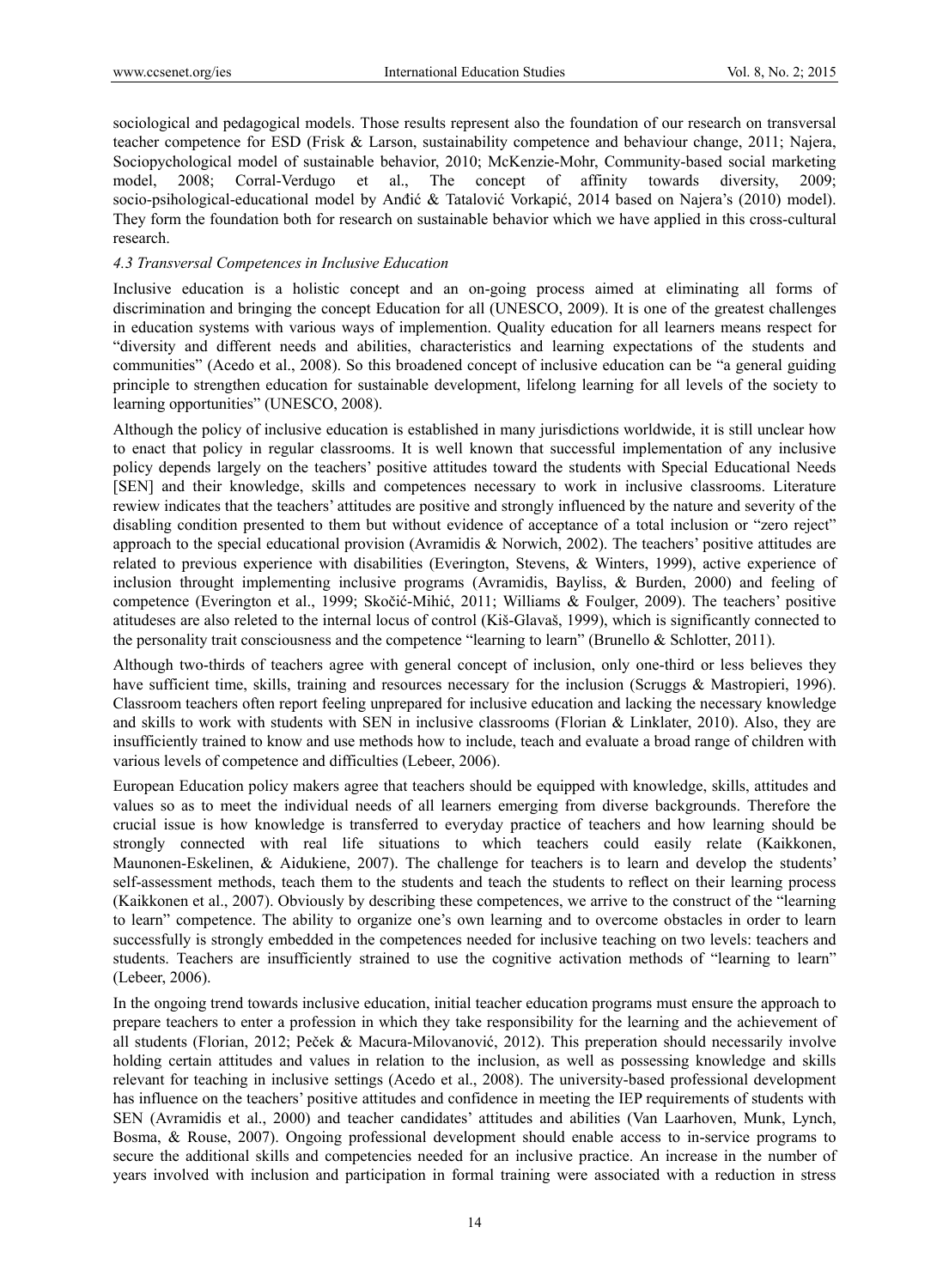sociological and pedagogical models. Those results represent also the foundation of our research on transversal teacher competence for ESD (Frisk & Larson, sustainability competence and behaviour change, 2011; Najera, Sociopychological model of sustainable behavior, 2010; McKenzie-Mohr, Community-based social marketing model, 2008; Corral-Verdugo et al., The concept of affinity towards diversity, 2009; socio-psihological-educational model by Anđić & Tatalović Vorkapić, 2014 based on Najera's (2010) model). They form the foundation both for research on sustainable behavior which we have applied in this cross-cultural research.

### *4.3 Transversal Competences in Inclusive Education*

Inclusive education is a holistic concept and an on-going process aimed at eliminating all forms of discrimination and bringing the concept Education for all (UNESCO, 2009). It is one of the greatest challenges in education systems with various ways of implemention. Quality education for all learners means respect for "diversity and different needs and abilities, characteristics and learning expectations of the students and communities" (Acedo et al., 2008). So this broadened concept of inclusive education can be "a general guiding principle to strengthen education for sustainable development, lifelong learning for all levels of the society to learning opportunities" (UNESCO, 2008).

Although the policy of inclusive education is established in many jurisdictions worldwide, it is still unclear how to enact that policy in regular classrooms. It is well known that successful implementation of any inclusive policy depends largely on the teachers' positive attitudes toward the students with Special Educational Needs [SEN] and their knowledge, skills and competences necessary to work in inclusive classrooms. Literature rewiew indicates that the teachers' attitudes are positive and strongly influenced by the nature and severity of the disabling condition presented to them but without evidence of acceptance of a total inclusion or "zero reject" approach to the special educational provision (Avramidis & Norwich, 2002). The teachers' positive attitudes are related to previous experience with disabilities (Everington, Stevens, & Winters, 1999), active experience of inclusion throught implementing inclusive programs (Avramidis, Bayliss, & Burden, 2000) and feeling of competence (Everington et al., 1999; Skočić-Mihić, 2011; Williams & Foulger, 2009). The teachers' positive atitudeses are also releted to the internal locus of control (Kiš-Glavaš, 1999), which is significantly connected to the personality trait consciousness and the competence "learning to learn" (Brunello & Schlotter, 2011).

Although two-thirds of teachers agree with general concept of inclusion, only one-third or less believes they have sufficient time, skills, training and resources necessary for the inclusion (Scruggs & Mastropieri, 1996). Classroom teachers often report feeling unprepared for inclusive education and lacking the necessary knowledge and skills to work with students with SEN in inclusive classrooms (Florian & Linklater, 2010). Also, they are insufficiently trained to know and use methods how to include, teach and evaluate a broad range of children with various levels of competence and difficulties (Lebeer, 2006).

European Education policy makers agree that teachers should be equipped with knowledge, skills, attitudes and values so as to meet the individual needs of all learners emerging from diverse backgrounds. Therefore the crucial issue is how knowledge is transferred to everyday practice of teachers and how learning should be strongly connected with real life situations to which teachers could easily relate (Kaikkonen, Maunonen-Eskelinen, & Aidukiene, 2007). The challenge for teachers is to learn and develop the students' self-assessment methods, teach them to the students and teach the students to reflect on their learning process (Kaikkonen et al., 2007). Obviously by describing these competences, we arrive to the construct of the "learning to learn" competence. The ability to organize one's own learning and to overcome obstacles in order to learn successfully is strongly embedded in the competences needed for inclusive teaching on two levels: teachers and students. Teachers are insufficiently strained to use the cognitive activation methods of "learning to learn" (Lebeer, 2006).

In the ongoing trend towards inclusive education, initial teacher education programs must ensure the approach to prepare teachers to enter a profession in which they take responsibility for the learning and the achievement of all students (Florian, 2012; Peček & Macura-Milovanović, 2012). This preperation should necessarily involve holding certain attitudes and values in relation to the inclusion, as well as possessing knowledge and skills relevant for teaching in inclusive settings (Acedo et al., 2008). The university-based professional development has influence on the teachers' positive attitudes and confidence in meeting the IEP requirements of students with SEN (Avramidis et al., 2000) and teacher candidates' attitudes and abilities (Van Laarhoven, Munk, Lynch, Bosma, & Rouse, 2007). Ongoing professional development should enable access to in-service programs to secure the additional skills and competencies needed for an inclusive practice. An increase in the number of years involved with inclusion and participation in formal training were associated with a reduction in stress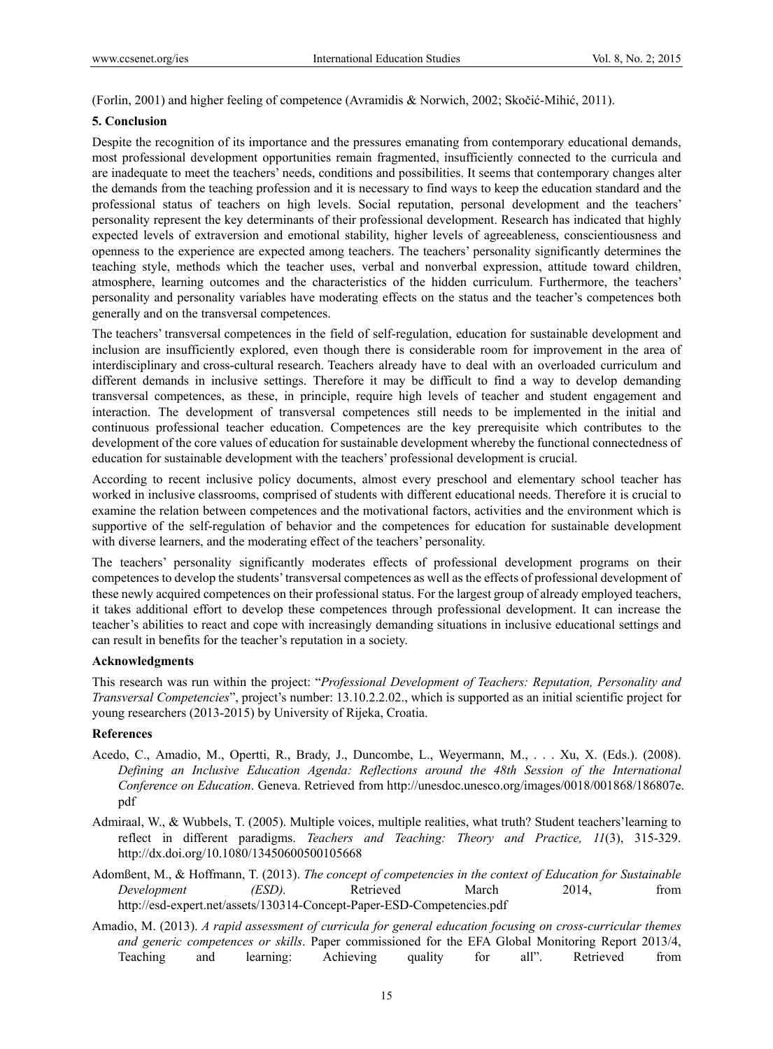(Forlin, 2001) and higher feeling of competence (Avramidis & Norwich, 2002; Skočić-Mihić, 2011).

## 5. Conclusion

Despite the recognition of its importance and the pressures emanating from contemporary educational demands, most professional development opportunities remain fragmented, insufficiently connected to the curricula and are inadequate to meet the teachers' needs, conditions and possibilities. It seems that contemporary changes alter the demands from the teaching profession and it is necessary to find ways to keep the education standard and the professional status of teachers on high levels. Social reputation, personal development and the teachers' personality represent the key determinants of their professional development. Research has indicated that highly expected levels of extraversion and emotional stability, higher levels of agreeableness, conscientiousness and openness to the experience are expected among teachers. The teachers' personality significantly determines the teaching style, methods which the teacher uses, verbal and nonverbal expression, attitude toward children, atmosphere, learning outcomes and the characteristics of the hidden curriculum. Furthermore, the teachers' personality and personality variables have moderating effects on the status and the teacher's competences both generally and on the transversal competences.

The teachers' transversal competences in the field of self-regulation, education for sustainable development and inclusion are insufficiently explored, even though there is considerable room for improvement in the area of interdisciplinary and cross-cultural research. Teachers already have to deal with an overloaded curriculum and different demands in inclusive settings. Therefore it may be difficult to find a way to develop demanding transversal competences, as these, in principle, require high levels of teacher and student engagement and interaction. The development of transversal competences still needs to be implemented in the initial and continuous professional teacher education. Competences are the key prerequisite which contributes to the development of the core values of education for sustainable development whereby the functional connectedness of education for sustainable development with the teachers' professional development is crucial.

According to recent inclusive policy documents, almost every preschool and elementary school teacher has worked in inclusive classrooms, comprised of students with different educational needs. Therefore it is crucial to examine the relation between competences and the motivational factors, activities and the environment which is supportive of the self-regulation of behavior and the competences for education for sustainable development with diverse learners, and the moderating effect of the teachers' personality.

The teachers' personality significantly moderates effects of professional development programs on their competences to develop the students' transversal competences as well as the effects of professional development of these newly acquired competences on their professional status. For the largest group of already employed teachers, it takes additional effort to develop these competences through professional development. It can increase the teacher's abilities to react and cope with increasingly demanding situations in inclusive educational settings and can result in benefits for the teacher's reputation in a society.

### Acknowledgments

This research was run within the project: "*Professional Development of Teachers: Reputation, Personality and Transversal Competencies*", project's number: 13.10.2.2.02., which is supported as an initial scientific project for young researchers (2013-2015) by University of Rijeka, Croatia.

### References

Acedo, C., Amadio, M., Opertti, R., Brady, J., Duncombe, L., Weyermann, M., . . . Xu, X. (Eds.). (2008). *Defining an Inclusive Education Agenda: Reflections around the 48th Session of the International Conference on Education*. Geneva. Retrieved from http://unesdoc.unesco.org/images/0018/001868/186807e.pdf

Admiraal, W., & Wubbels, T. (2005). Multiple voices, multiple realities, what truth? Student teachers'learning to reflect in different paradigms. *Teachers and Teaching: Theory and Practice, 11*(3), 315-329. http://dx.doi.org/10.1080/13450600500105668

Adomßent, M., & Hoffmann, T. (2013). *The concept of competencies in the context of Education for Sustainable Development (ESD).* Retrieved March 2014, from http://esd-expert.net/assets/130314-Concept-Paper-ESD-Competencies.pdf

Amadio, M. (2013). *A rapid assessment of curricula for general education focusing on cross-curricular themes and generic competences or skills*. Paper commissioned for the EFA Global Monitoring Report 2013/4, Teaching and learning: Achieving quality for all". Retrieved from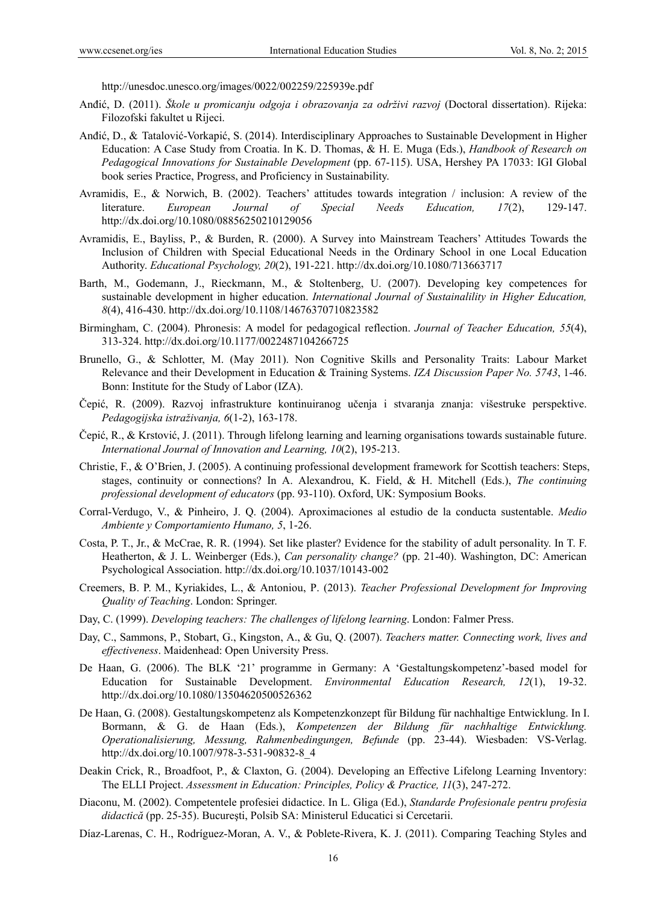http://unesdoc.unesco.org/images/0022/002259/225939e.pdf

Anđić, D. (2011). *Škole u promicanju odgoja i obrazovanja za održivi razvoj* (Doctoral dissertation). Rijeka: Filozofski fakultet u Rijeci.

Anđić, D., & Tatalović-Vorkapić, S. (2014). Interdisciplinary Approaches to Sustainable Development in Higher Education: A Case Study from Croatia. In K. D. Thomas, & H. E. Muga (Eds.), *Handbook of Research on Pedagogical Innovations for Sustainable Development* (pp. 67-115). USA, Hershey PA 17033: IGI Global book series Practice, Progress, and Proficiency in Sustainability.

Avramidis, E., & Norwich, B. (2002). Teachers' attitudes towards integration / inclusion: A review of the literature. *European Journal of Special Needs Education, 17*(2), 129-147. http://dx.doi.org/10.1080/08856250210129056

Avramidis, E., Bayliss, P., & Burden, R. (2000). A Survey into Mainstream Teachers' Attitudes Towards the Inclusion of Children with Special Educational Needs in the Ordinary School in one Local Education Authority. *Educational Psychology, 20*(2), 191-221. http://dx.doi.org/10.1080/713663717

Barth, M., Godemann, J., Rieckmann, M., & Stoltenberg, U. (2007). Developing key competences for sustainable development in higher education. *International Journal of Sustainalility in Higher Education, 8*(4), 416-430. http://dx.doi.org/10.1108/14676370710823582

Birmingham, C. (2004). Phronesis: A model for pedagogical reflection. *Journal of Teacher Education, 55*(4), 313-324. http://dx.doi.org/10.1177/0022487104266725

Brunello, G., & Schlotter, M. (May 2011). Non Cognitive Skills and Personality Traits: Labour Market Relevance and their Development in Education & Training Systems. *IZA Discussion Paper No. 5743*, 1-46. Bonn: Institute for the Study of Labor (IZA).

Čepić, R. (2009). Razvoj infrastrukture kontinuiranog učenja i stvaranja znanja: višestruke perspektive. *Pedagogijska istraživanja, 6*(1-2), 163-178.

Čepić, R., & Krstović, J. (2011). Through lifelong learning and learning organisations towards sustainable future. *International Journal of Innovation and Learning, 10*(2), 195-213.

Christie, F., & O'Brien, J. (2005). A continuing professional development framework for Scottish teachers: Steps, stages, continuity or connections? In A. Alexandrou, K. Field, & H. Mitchell (Eds.), *The continuing professional development of educators* (pp. 93-110). Oxford, UK: Symposium Books.

Corral-Verdugo, V., & Pinheiro, J. Q. (2004). Aproximaciones al estudio de la conducta sustentable. *Medio Ambiente y Comportamiento Humano, 5*, 1-26.

Costa, P. T., Jr., & McCrae, R. R. (1994). Set like plaster? Evidence for the stability of adult personality. In T. F. Heatherton, & J. L. Weinberger (Eds.), *Can personality change?* (pp. 21-40). Washington, DC: American Psychological Association. http://dx.doi.org/10.1037/10143-002

Creemers, B. P. M., Kyriakides, L., & Antoniou, P. (2013). *Teacher Professional Development for Improving Quality of Teaching*. London: Springer.

Day, C. (1999). *Developing teachers: The challenges of lifelong learning*. London: Falmer Press.

Day, C., Sammons, P., Stobart, G., Kingston, A., & Gu, Q. (2007). *Teachers matter. Connecting work, lives and effectiveness*. Maidenhead: Open University Press.

De Haan, G. (2006). The BLK '21' programme in Germany: A 'Gestaltungskompetenz'-based model for Education for Sustainable Development. *Environmental Education Research, 12*(1), 19-32. http://dx.doi.org/10.1080/13504620500526362

De Haan, G. (2008). Gestaltungskompetenz als Kompetenzkonzept für Bildung für nachhaltige Entwicklung. In I. Bormann, & G. de Haan (Eds.), *Kompetenzen der Bildung für nachhaltige Entwicklung. Operationalisierung, Messung, Rahmenbedingungen, Befunde* (pp. 23-44). Wiesbaden: VS-Verlag. http://dx.doi.org/10.1007/978-3-531-90832-8_4

Deakin Crick, R., Broadfoot, P., & Claxton, G. (2004). Developing an Effective Lifelong Learning Inventory: The ELLI Project. *Assessment in Education: Principles, Policy & Practice, 11*(3), 247-272.

Diaconu, M. (2002). Competentele profesiei didactice. In L. Gliga (Ed.), *Standarde Profesionale pentru profesia didactică* (pp. 25-35). Bucureşti, Polsib SA: Ministerul Educatici si Cercetarii.

Díaz-Larenas, C. H., Rodríguez-Moran, A. V., & Poblete-Rivera, K. J. (2011). Comparing Teaching Styles and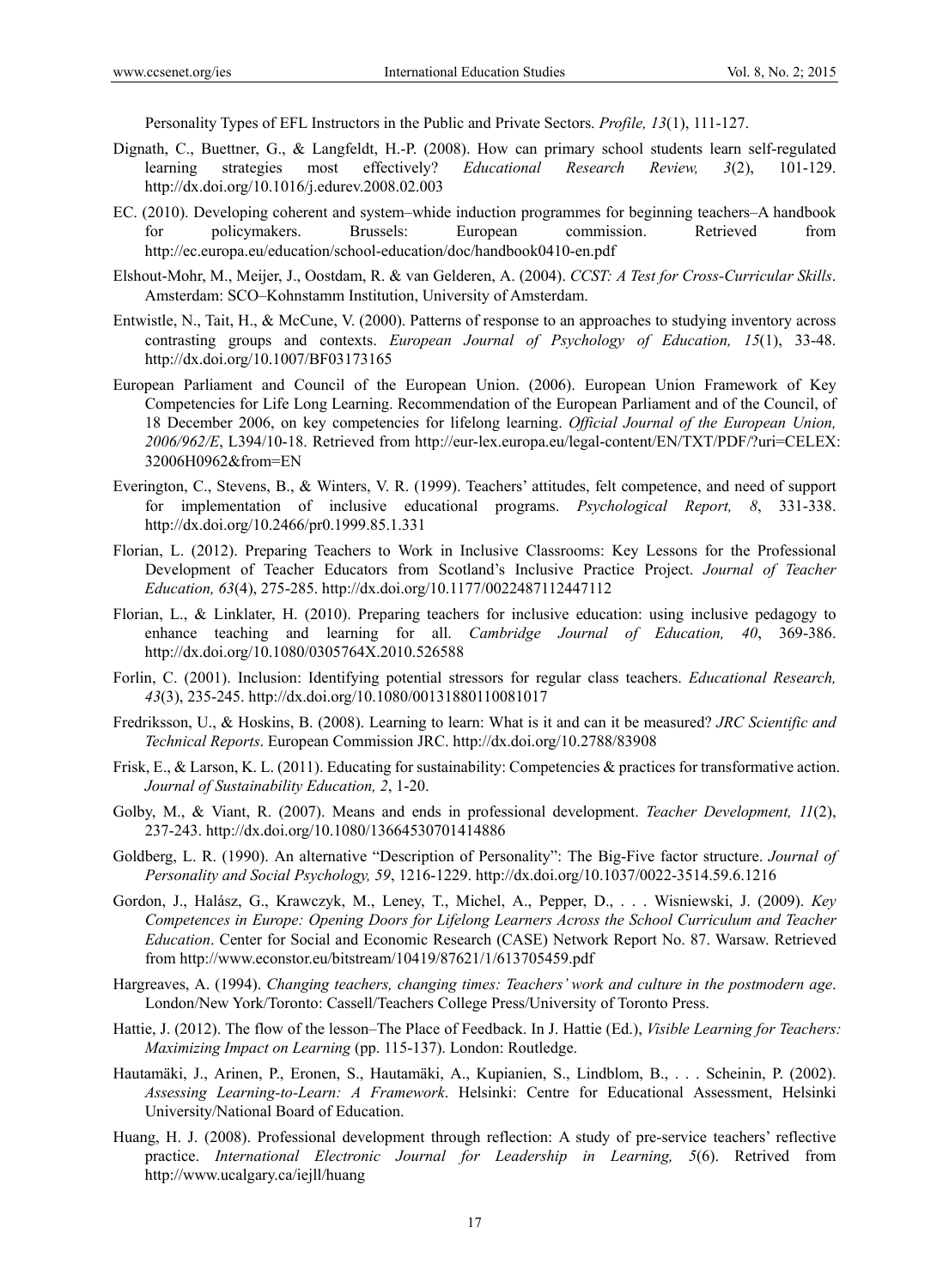Personality Types of EFL Instructors in the Public and Private Sectors. *Profile, 13*(1), 111-127.

Dignath, C., Buettner, G., & Langfeldt, H.-P. (2008). How can primary school students learn self-regulated learning strategies most effectively? *Educational Research Review, 3*(2), 101-129. http://dx.doi.org/10.1016/j.edurev.2008.02.003

EC. (2010). Developing coherent and system–whide induction programmes for beginning teachers–A handbook for policymakers. Brussels: European commission. Retrieved from http://ec.europa.eu/education/school-education/doc/handbook0410-en.pdf

Elshout-Mohr, M., Meijer, J., Oostdam, R. & van Gelderen, A. (2004). *CCST: A Test for Cross-Curricular Skills*. Amsterdam: SCO–Kohnstamm Institution, University of Amsterdam.

Entwistle, N., Tait, H., & McCune, V. (2000). Patterns of response to an approaches to studying inventory across contrasting groups and contexts. *European Journal of Psychology of Education, 15*(1), 33-48. http://dx.doi.org/10.1007/BF03173165

European Parliament and Council of the European Union. (2006). European Union Framework of Key Competencies for Life Long Learning. Recommendation of the European Parliament and of the Council, of 18 December 2006, on key competencies for lifelong learning. *Official Journal of the European Union, 2006/962/E*, L394/10-18. Retrieved from http://eur-lex.europa.eu/legal-content/EN/TXT/PDF/?uri=CELEX:32006H0962&from=EN

Everington, C., Stevens, B., & Winters, V. R. (1999). Teachers' attitudes, felt competence, and need of support for implementation of inclusive educational programs. *Psychological Report, 8*, 331-338. http://dx.doi.org/10.2466/pr0.1999.85.1.331

Florian, L. (2012). Preparing Teachers to Work in Inclusive Classrooms: Key Lessons for the Professional Development of Teacher Educators from Scotland's Inclusive Practice Project. *Journal of Teacher Education, 63*(4), 275-285. http://dx.doi.org/10.1177/0022487112447112

Florian, L., & Linklater, H. (2010). Preparing teachers for inclusive education: using inclusive pedagogy to enhance teaching and learning for all. *Cambridge Journal of Education, 40*, 369-386. http://dx.doi.org/10.1080/0305764X.2010.526588

Forlin, C. (2001). Inclusion: Identifying potential stressors for regular class teachers. *Educational Research, 43*(3), 235-245. http://dx.doi.org/10.1080/00131880110081017

Fredriksson, U., & Hoskins, B. (2008). Learning to learn: What is it and can it be measured? *JRC Scientific and Technical Reports*. European Commission JRC. http://dx.doi.org/10.2788/83908

Frisk, E., & Larson, K. L. (2011). Educating for sustainability: Competencies & practices for transformative action. *Journal of Sustainability Education, 2*, 1-20.

Golby, M., & Viant, R. (2007). Means and ends in professional development. *Teacher Development, 11*(2), 237-243. http://dx.doi.org/10.1080/13664530701414886

Goldberg, L. R. (1990). An alternative "Description of Personality": The Big-Five factor structure. *Journal of Personality and Social Psychology, 59*, 1216-1229. http://dx.doi.org/10.1037/0022-3514.59.6.1216

Gordon, J., Halász, G., Krawczyk, M., Leney, T., Michel, A., Pepper, D., . . . Wisniewski, J. (2009). *Key Competences in Europe: Opening Doors for Lifelong Learners Across the School Curriculum and Teacher Education*. Center for Social and Economic Research (CASE) Network Report No. 87. Warsaw. Retrieved from http://www.econstor.eu/bitstream/10419/87621/1/613705459.pdf

Hargreaves, A. (1994). *Changing teachers, changing times: Teachers' work and culture in the postmodern age*. London/New York/Toronto: Cassell/Teachers College Press/University of Toronto Press.

Hattie, J. (2012). The flow of the lesson–The Place of Feedback. In J. Hattie (Ed.), *Visible Learning for Teachers: Maximizing Impact on Learning* (pp. 115-137). London: Routledge.

Hautamäki, J., Arinen, P., Eronen, S., Hautamäki, A., Kupianien, S., Lindblom, B., . . . Scheinin, P. (2002). *Assessing Learning-to-Learn: A Framework*. Helsinki: Centre for Educational Assessment, Helsinki University/National Board of Education.

Huang, H. J. (2008). Professional development through reflection: A study of pre-service teachers' reflective practice. *International Electronic Journal for Leadership in Learning, 5*(6). Retrived from http://www.ucalgary.ca/iejll/huang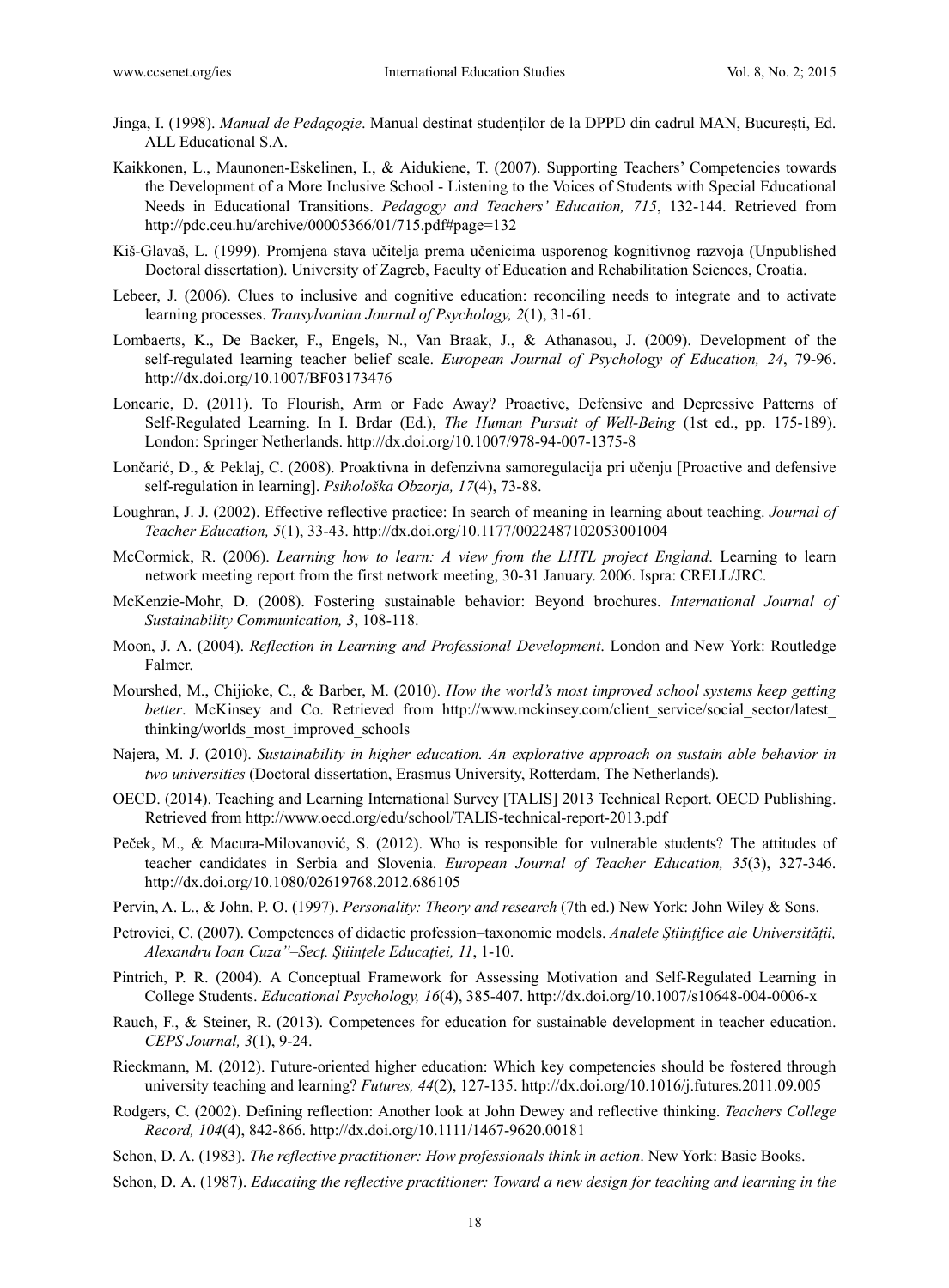Jinga, I. (1998). *Manual de Pedagogie*. Manual destinat studenților de la DPPD din cadrul MAN, București, Ed. ALL Educational S.A.

Kaikkonen, L., Maunonen-Eskelinen, I., & Aidukiene, T. (2007). Supporting Teachers' Competencies towards the Development of a More Inclusive School - Listening to the Voices of Students with Special Educational Needs in Educational Transitions. *Pedagogy and Teachers' Education, 715*, 132-144. Retrieved from http://pdc.ceu.hu/archive/00005366/01/715.pdf#page=132

Kiš-Glavaš, L. (1999). Promjena stava učitelja prema učenicima usporenog kognitivnog razvoja (Unpublished Doctoral dissertation). University of Zagreb, Faculty of Education and Rehabilitation Sciences, Croatia.

Lebeer, J. (2006). Clues to inclusive and cognitive education: reconciling needs to integrate and to activate learning processes. *Transylvanian Journal of Psychology, 2*(1), 31-61.

Lombaerts, K., De Backer, F., Engels, N., Van Braak, J., & Athanasou, J. (2009). Development of the self-regulated learning teacher belief scale. *European Journal of Psychology of Education, 24*, 79-96. http://dx.doi.org/10.1007/BF03173476

Loncaric, D. (2011). To Flourish, Arm or Fade Away? Proactive, Defensive and Depressive Patterns of Self-Regulated Learning. In I. Brdar (Ed.), *The Human Pursuit of Well-Being* (1st ed., pp. 175-189). London: Springer Netherlands. http://dx.doi.org/10.1007/978-94-007-1375-8

Lončarić, D., & Peklaj, C. (2008). Proaktivna in defenzivna samoregulacija pri učenju [Proactive and defensive self-regulation in learning]. *Psihološka Obzorja, 17*(4), 73-88.

Loughran, J. J. (2002). Effective reflective practice: In search of meaning in learning about teaching. *Journal of Teacher Education, 5*(1), 33-43. http://dx.doi.org/10.1177/0022487102053001004

McCormick, R. (2006). *Learning how to learn: A view from the LHTL project England*. Learning to learn network meeting report from the first network meeting, 30-31 January. 2006. Ispra: CRELL/JRC.

McKenzie-Mohr, D. (2008). Fostering sustainable behavior: Beyond brochures. *International Journal of Sustainability Communication, 3*, 108-118.

Moon, J. A. (2004). *Reflection in Learning and Professional Development*. London and New York: Routledge Falmer.

Mourshed, M., Chijioke, C., & Barber, M. (2010). *How the world's most improved school systems keep getting better*. McKinsey and Co. Retrieved from http://www.mckinsey.com/client_service/social_sector/latest_thinking/worlds_most_improved_schools

Najera, M. J. (2010). *Sustainability in higher education. An explorative approach on sustain able behavior in two universities* (Doctoral dissertation, Erasmus University, Rotterdam, The Netherlands).

OECD. (2014). Teaching and Learning International Survey [TALIS] 2013 Technical Report. OECD Publishing. Retrieved from http://www.oecd.org/edu/school/TALIS-technical-report-2013.pdf

Peček, M., & Macura-Milovanović, S. (2012). Who is responsible for vulnerable students? The attitudes of teacher candidates in Serbia and Slovenia. *European Journal of Teacher Education, 35*(3), 327-346. http://dx.doi.org/10.1080/02619768.2012.686105

Pervin, A. L., & John, P. O. (1997). *Personality: Theory and research* (7th ed.) New York: John Wiley & Sons.

Petrovici, C. (2007). Competences of didactic profession–taxonomic models. *Analele Ştiinţifice ale Universităţii, Alexandru Ioan Cuza"–Secţ. Ştiinţele Educaţiei, 11*, 1-10.

Pintrich, P. R. (2004). A Conceptual Framework for Assessing Motivation and Self-Regulated Learning in College Students. *Educational Psychology, 16*(4), 385-407. http://dx.doi.org/10.1007/s10648-004-0006-x

Rauch, F., & Steiner, R. (2013). Competences for education for sustainable development in teacher education. *CEPS Journal, 3*(1), 9-24.

Rieckmann, M. (2012). Future-oriented higher education: Which key competencies should be fostered through university teaching and learning? *Futures, 44*(2), 127-135. http://dx.doi.org/10.1016/j.futures.2011.09.005

Rodgers, C. (2002). Defining reflection: Another look at John Dewey and reflective thinking. *Teachers College Record, 104*(4), 842-866. http://dx.doi.org/10.1111/1467-9620.00181

Schon, D. A. (1983). *The reflective practitioner: How professionals think in action*. New York: Basic Books.

Schon, D. A. (1987). *Educating the reflective practitioner: Toward a new design for teaching and learning in the*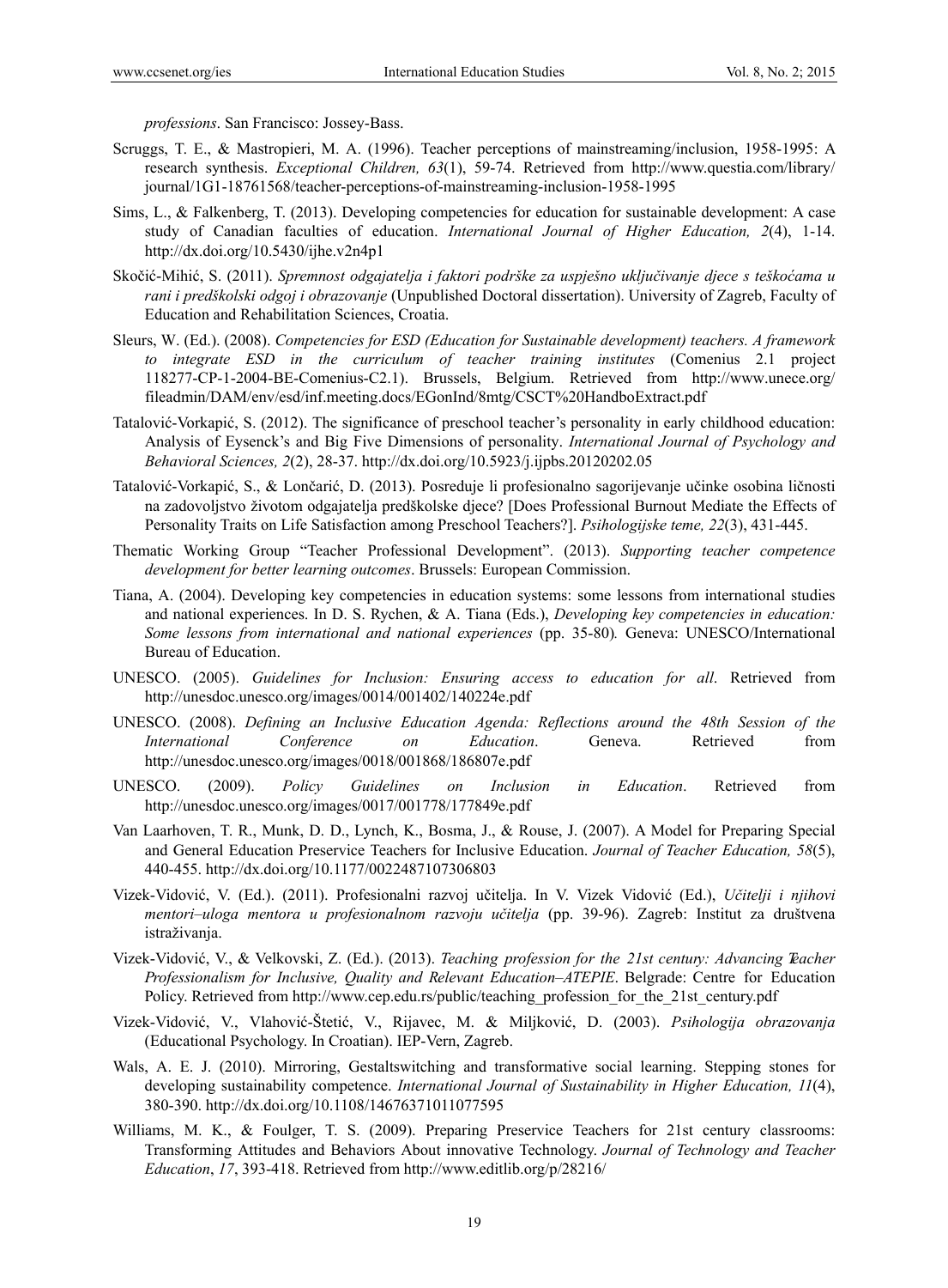*professions*. San Francisco: Jossey-Bass.

Scruggs, T. E., & Mastropieri, M. A. (1996). Teacher perceptions of mainstreaming/inclusion, 1958-1995: A research synthesis. *Exceptional Children, 63*(1), 59-74. Retrieved from http://www.questia.com/library/journal/1G1-18761568/teacher-perceptions-of-mainstreaming-inclusion-1958-1995

Sims, L., & Falkenberg, T. (2013). Developing competencies for education for sustainable development: A case study of Canadian faculties of education. *International Journal of Higher Education, 2*(4), 1-14. http://dx.doi.org/10.5430/ijhe.v2n4p1

Skočić-Mihić, S. (2011). *Spremnost odgajatelja i faktori podrške za uspješno uključivanje djece s teškoćama u rani i predškolski odgoj i obrazovanje* (Unpublished Doctoral dissertation). University of Zagreb, Faculty of Education and Rehabilitation Sciences, Croatia.

Sleurs, W. (Ed.). (2008). *Competencies for ESD (Education for Sustainable development) teachers. A framework to integrate ESD in the curriculum of teacher training institutes* (Comenius 2.1 project 118277-CP-1-2004-BE-Comenius-C2.1). Brussels, Belgium. Retrieved from http://www.unece.org/fileadmin/DAM/env/esd/inf.meeting.docs/EGonInd/8mtg/CSCT%20HandboExtract.pdf

Tatalović-Vorkapić, S. (2012). The significance of preschool teacher's personality in early childhood education: Analysis of Eysenck's and Big Five Dimensions of personality. *International Journal of Psychology and Behavioral Sciences, 2*(2), 28-37. http://dx.doi.org/10.5923/j.ijpbs.20120202.05

Tatalović-Vorkapić, S., & Lončarić, D. (2013). Posreduje li profesionalno sagorijevanje učinke osobina ličnosti na zadovoljstvo životom odgajatelja predškolske djece? [Does Professional Burnout Mediate the Effects of Personality Traits on Life Satisfaction among Preschool Teachers?]. *Psihologijske teme, 22*(3), 431-445.

Thematic Working Group "Teacher Professional Development". (2013). *Supporting teacher competence development for better learning outcomes*. Brussels: European Commission.

Tiana, A. (2004). Developing key competencies in education systems: some lessons from international studies and national experiences. In D. S. Rychen, & A. Tiana (Eds.), *Developing key competencies in education: Some lessons from international and national experiences* (pp. 35-80)*.* Geneva: UNESCO/International Bureau of Education.

UNESCO. (2005). *Guidelines for Inclusion: Ensuring access to education for all*. Retrieved from http://unesdoc.unesco.org/images/0014/001402/140224e.pdf

UNESCO. (2008). *Defining an Inclusive Education Agenda: Reflections around the 48th Session of the International Conference on Education*. Geneva. Retrieved from http://unesdoc.unesco.org/images/0018/001868/186807e.pdf

UNESCO. (2009). *Policy Guidelines on Inclusion in Education*. Retrieved from http://unesdoc.unesco.org/images/0017/001778/177849e.pdf

Van Laarhoven, T. R., Munk, D. D., Lynch, K., Bosma, J., & Rouse, J. (2007). A Model for Preparing Special and General Education Preservice Teachers for Inclusive Education. *Journal of Teacher Education, 58*(5), 440-455. http://dx.doi.org/10.1177/0022487107306803

Vizek-Vidović, V. (Ed.). (2011). Profesionalni razvoj učitelja. In V. Vizek Vidović (Ed.), *Učitelji i njihovi mentori–uloga mentora u profesionalnom razvoju učitelja* (pp. 39-96). Zagreb: Institut za društvena istraživanja.

Vizek-Vidović, V., & Velkovski, Z. (Ed.). (2013). *Teaching profession for the 21st century: Advancing Teacher Professionalism for Inclusive, Quality and Relevant Education–ATEPIE*. Belgrade: Centre for Education Policy. Retrieved from http://www.cep.edu.rs/public/teaching_profession_for_the_21st_century.pdf

Vizek-Vidović, V., Vlahović-Štetić, V., Rijavec, M. & Miljković, D. (2003). *Psihologija obrazovanja* (Educational Psychology. In Croatian). IEP-Vern, Zagreb.

Wals, A. E. J. (2010). Mirroring, Gestaltswitching and transformative social learning. Stepping stones for developing sustainability competence. *International Journal of Sustainability in Higher Education, 11*(4), 380-390. http://dx.doi.org/10.1108/14676371011077595

Williams, M. K., & Foulger, T. S. (2009). Preparing Preservice Teachers for 21st century classrooms: Transforming Attitudes and Behaviors About innovative Technology. *Journal of Technology and Teacher Education*, *17*, 393-418. Retrieved from http://www.editlib.org/p/28216/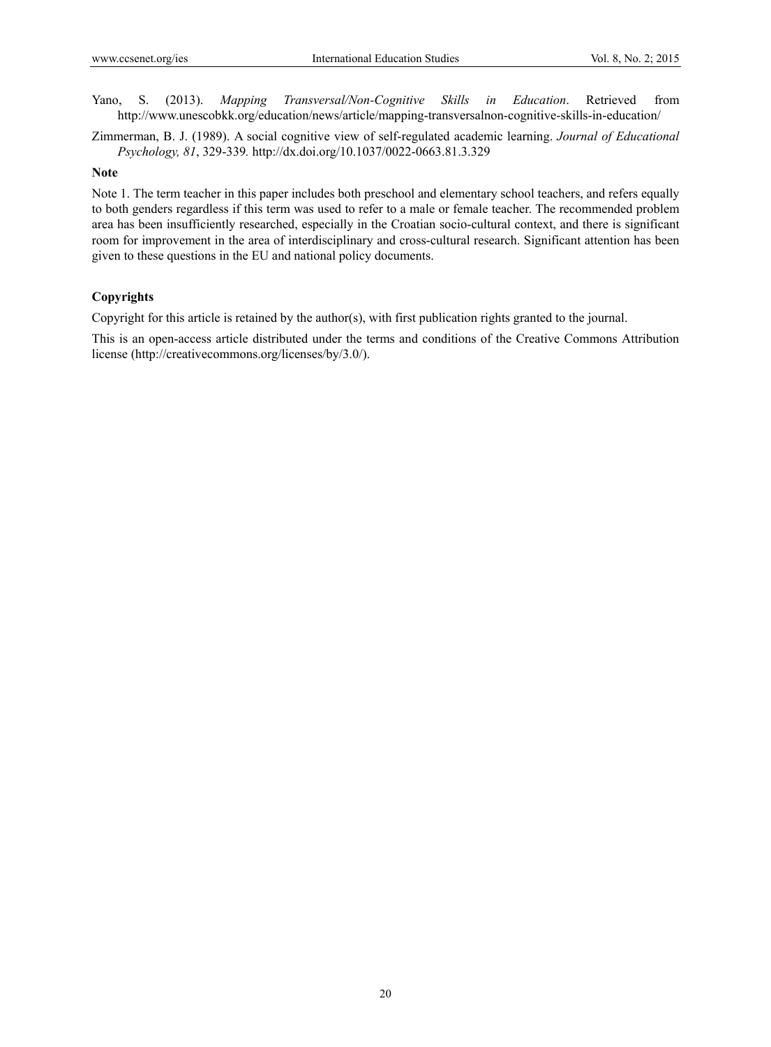Yano, S. (2013). *Mapping Transversal/Non-Cognitive Skills in Education*. Retrieved from http://www.unescobkk.org/education/news/article/mapping-transversalnon-cognitive-skills-in-education/

Zimmerman, B. J. (1989). A social cognitive view of self-regulated academic learning. *Journal of Educational Psychology, 81*, 329-339. http://dx.doi.org/10.1037/0022-0663.81.3.329

**Note**

Note 1. The term teacher in this paper includes both preschool and elementary school teachers, and refers equally to both genders regardless if this term was used to refer to a male or female teacher. The recommended problem area has been insufficiently researched, especially in the Croatian socio-cultural context, and there is significant room for improvement in the area of interdisciplinary and cross-cultural research. Significant attention has been given to these questions in the EU and national policy documents.

**Copyrights**

Copyright for this article is retained by the author(s), with first publication rights granted to the journal.

This is an open-access article distributed under the terms and conditions of the Creative Commons Attribution license (http://creativecommons.org/licenses/by/3.0/).